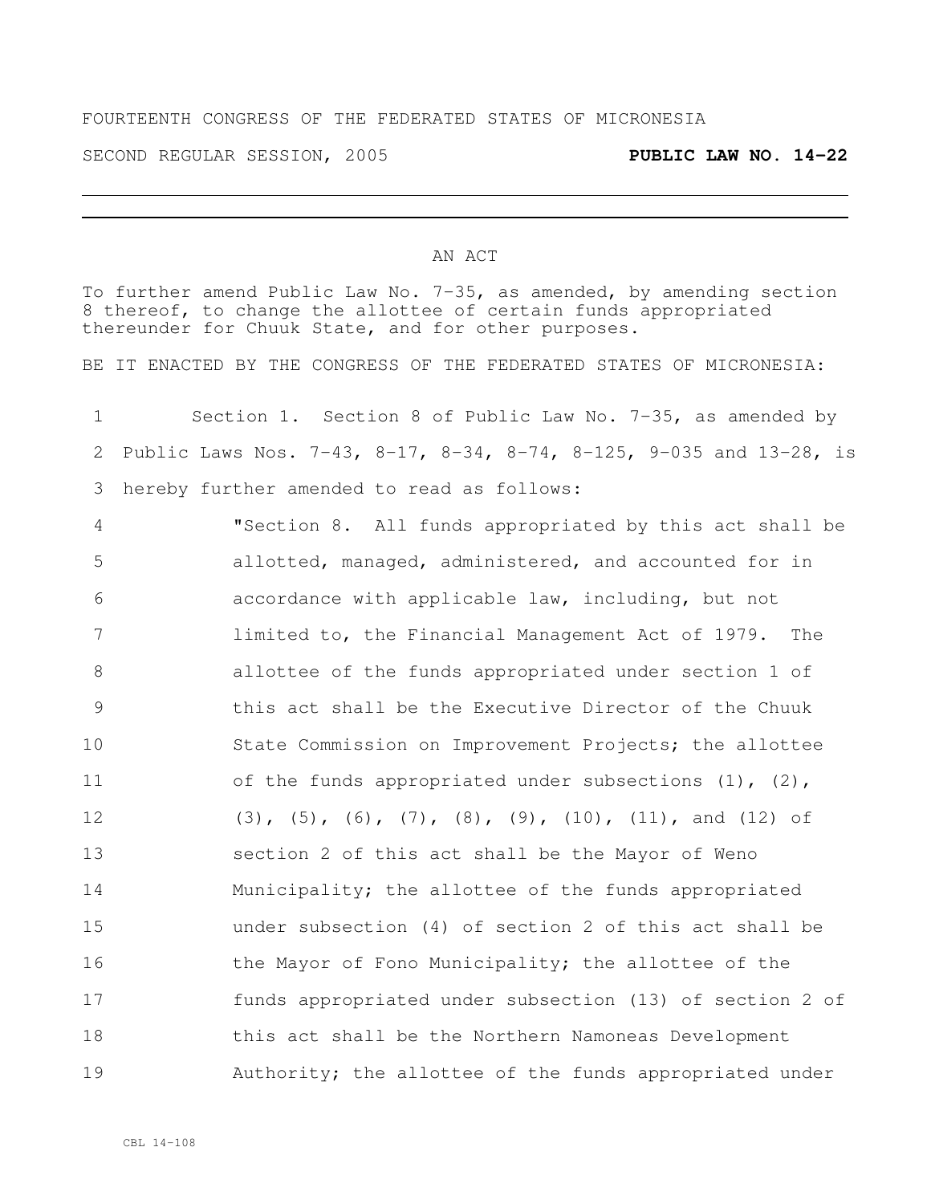FOURTEENTH CONGRESS OF THE FEDERATED STATES OF MICRONESIA

SECOND REGULAR SESSION, 2005 **PUBLIC LAW NO. 14-22**

---

AN ACT

To further amend Public Law No. 7-35, as amended, by amending section 8 thereof, to change the allottee of certain funds appropriated thereunder for Chuuk State, and for other purposes.

BE IT ENACTED BY THE CONGRESS OF THE FEDERATED STATES OF MICRONESIA:

1 Section 1. Section 8 of Public Law No. 7-35, as amended by
2 Public Laws Nos. 7-43, 8-17, 8-34, 8-74, 8-125, 9-035 and 13-28, is
3 hereby further amended to read as follows:
4 "Section 8. All funds appropriated by this act shall be
5 allotted, managed, administered, and accounted for in
6 accordance with applicable law, including, but not
7 limited to, the Financial Management Act of 1979. The
8 allottee of the funds appropriated under section 1 of
9 this act shall be the Executive Director of the Chuuk
10 State Commission on Improvement Projects; the allottee
11 of the funds appropriated under subsections (1), (2),
12 (3), (5), (6), (7), (8), (9), (10), (11), and (12) of
13 section 2 of this act shall be the Mayor of Weno
14 Municipality; the allottee of the funds appropriated
15 under subsection (4) of section 2 of this act shall be
16 the Mayor of Fono Municipality; the allottee of the
17 funds appropriated under subsection (13) of section 2 of
18 this act shall be the Northern Namoneas Development
19 Authority; the allottee of the funds appropriated under

CBL 14-108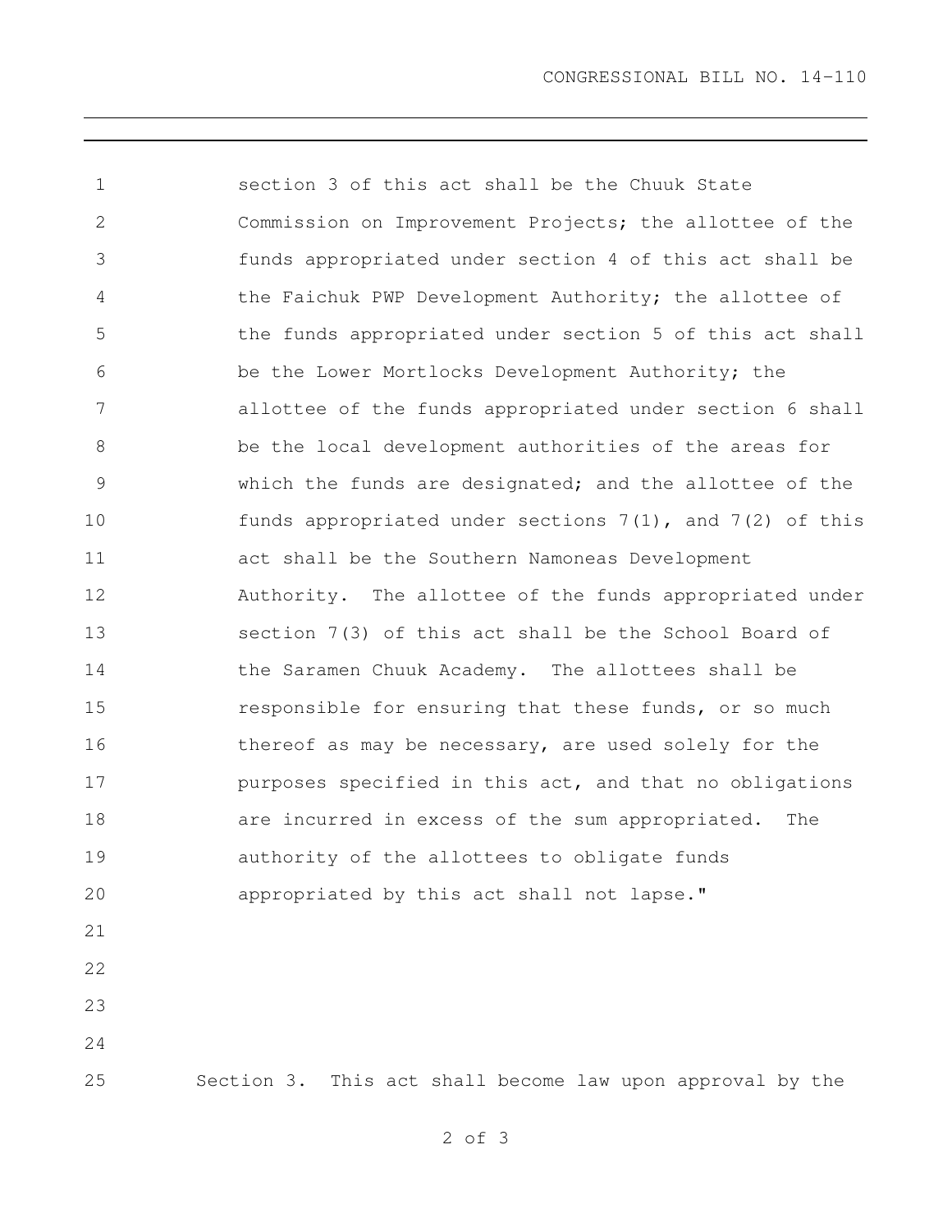section 3 of this act shall be the Chuuk State Commission on Improvement Projects; the allottee of the funds appropriated under section 4 of this act shall be the Faichuk PWP Development Authority; the allottee of the funds appropriated under section 5 of this act shall be the Lower Mortlocks Development Authority; the allottee of the funds appropriated under section 6 shall be the local development authorities of the areas for which the funds are designated; and the allottee of the funds appropriated under sections 7(1), and 7(2) of this act shall be the Southern Namoneas Development Authority. The allottee of the funds appropriated under section 7(3) of this act shall be the School Board of the Saramen Chuuk Academy. The allottees shall be responsible for ensuring that these funds, or so much thereof as may be necessary, are used solely for the purposes specified in this act, and that no obligations are incurred in excess of the sum appropriated. The authority of the allottees to obligate funds appropriated by this act shall not lapse."

Section 3. This act shall become law upon approval by the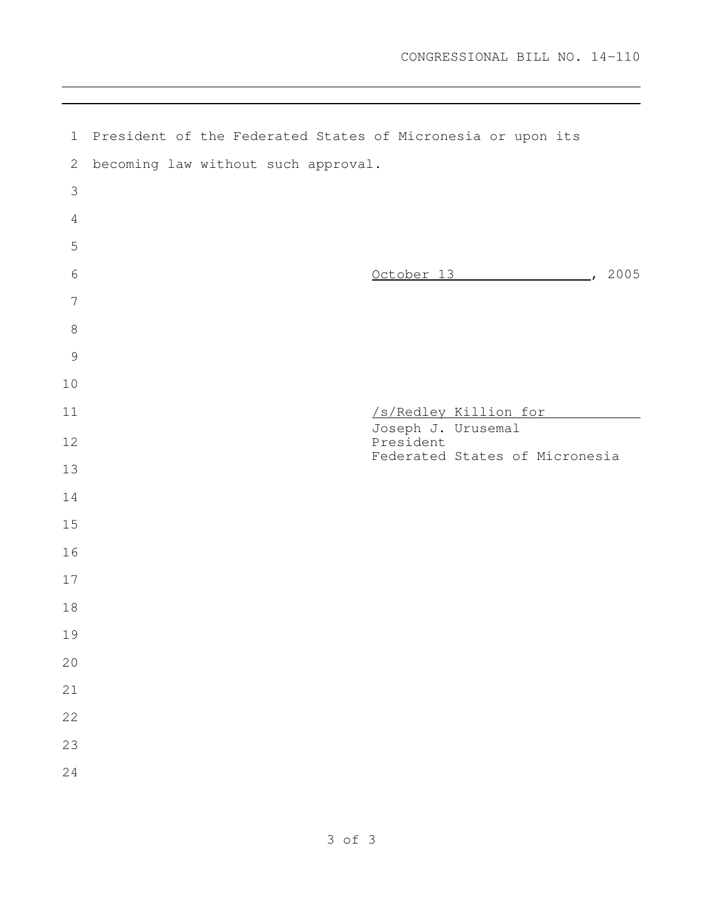President of the Federated States of Micronesia or upon its becoming law without such approval.

October 13, 2005

/s/Redley Killion for
Joseph J. Urusemal
President
Federated States of Micronesia